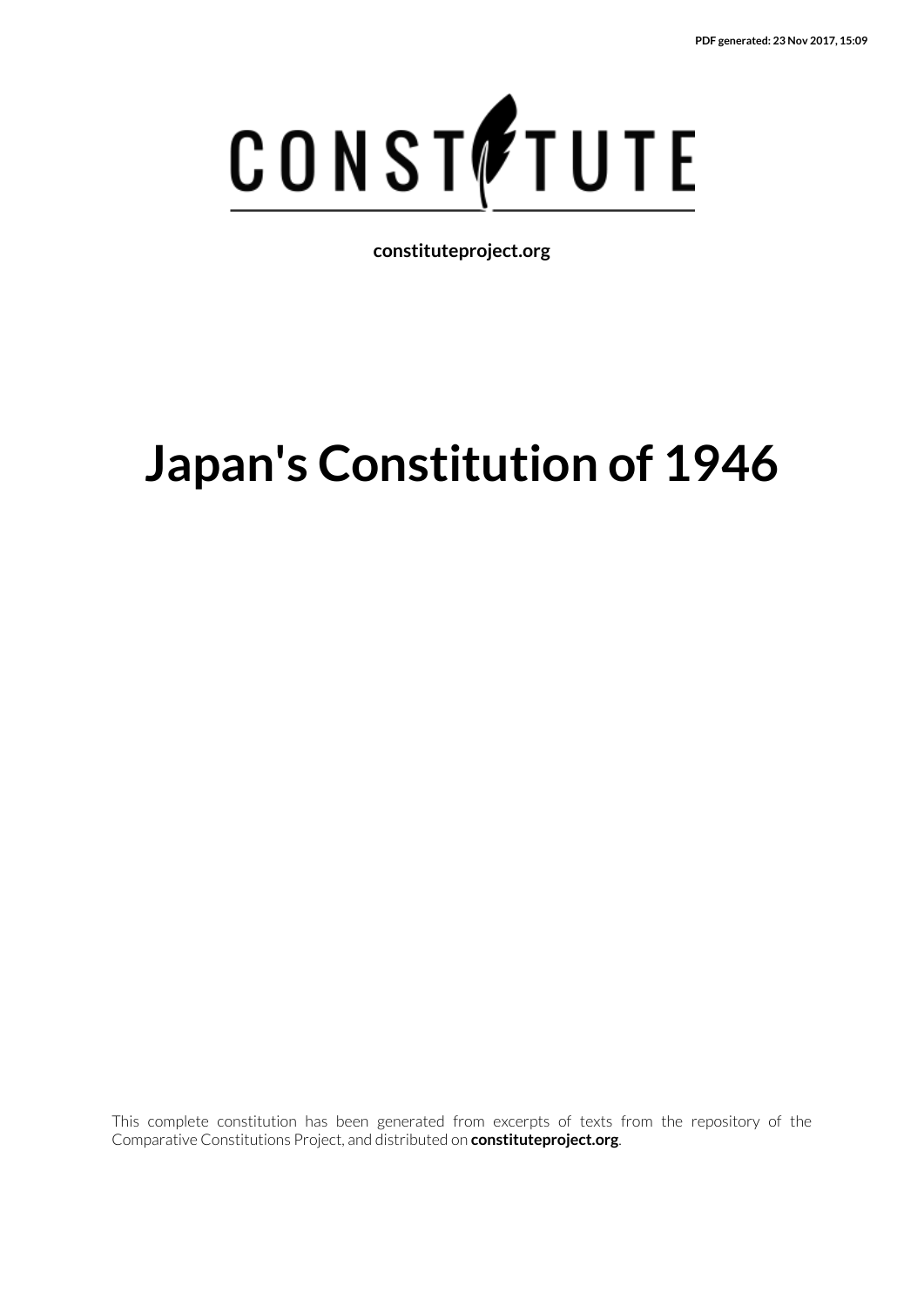CONSTITUTE

constituteproject.org

# Japan's Constitution of 1946

This complete constitution has been generated from excerpts of texts from the repository of the Comparative Constitutions Project, and distributed on **constituteproject.org**.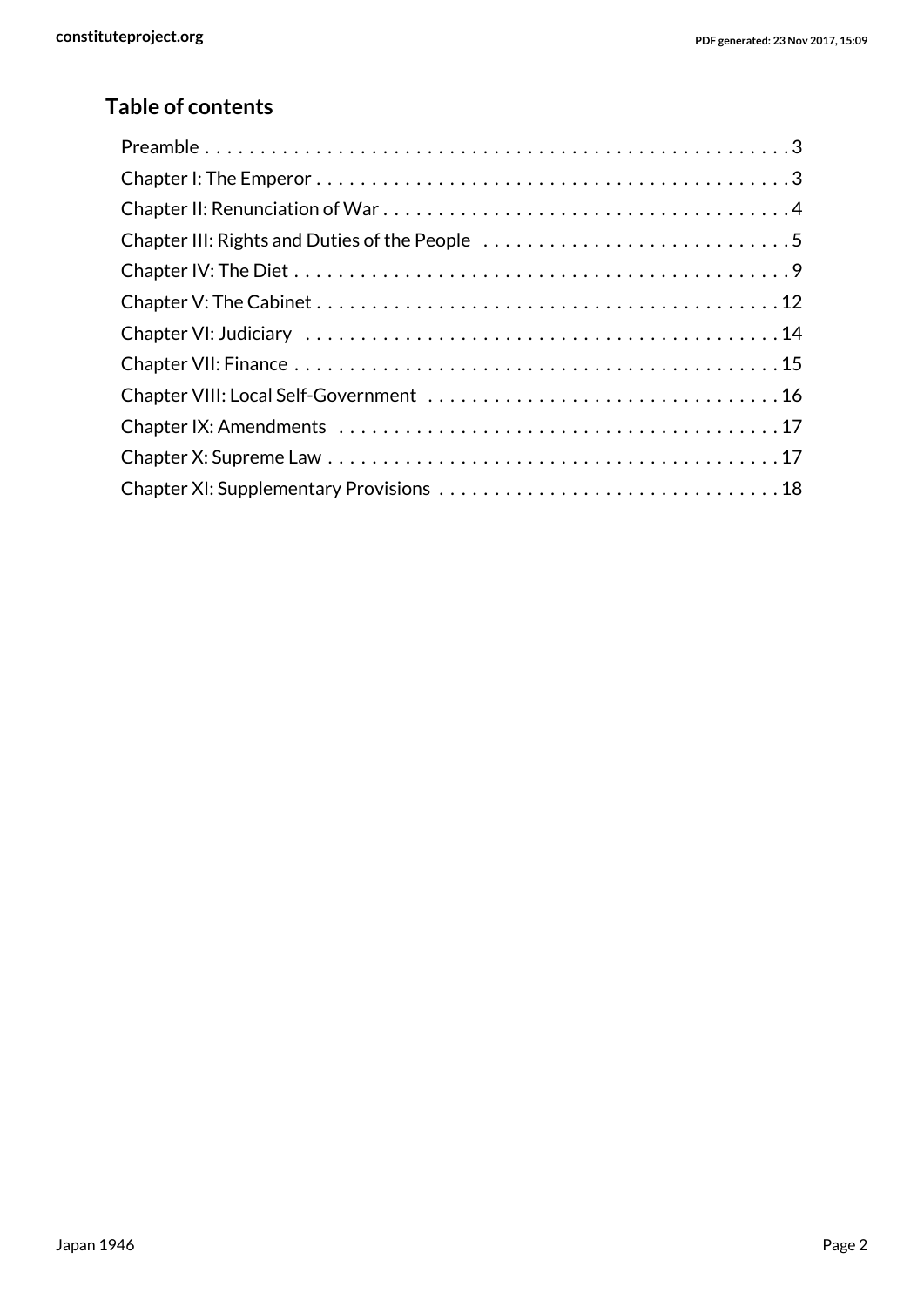## Table of contents

- Preamble . . . . . . . . . . 3
- Chapter I: The Emperor . . . . . . . . . . 3
- Chapter II: Renunciation of War . . . . . . . . . . 4
- Chapter III: Rights and Duties of the People . . . . . . . . . . 5
- Chapter IV: The Diet . . . . . . . . . . 9
- Chapter V: The Cabinet . . . . . . . . . . 12
- Chapter VI: Judiciary . . . . . . . . . . 14
- Chapter VII: Finance . . . . . . . . . . 15
- Chapter VIII: Local Self-Government . . . . . . . . . . 16
- Chapter IX: Amendments . . . . . . . . . . 17
- Chapter X: Supreme Law . . . . . . . . . . 17
- Chapter XI: Supplementary Provisions . . . . . . . . . . 18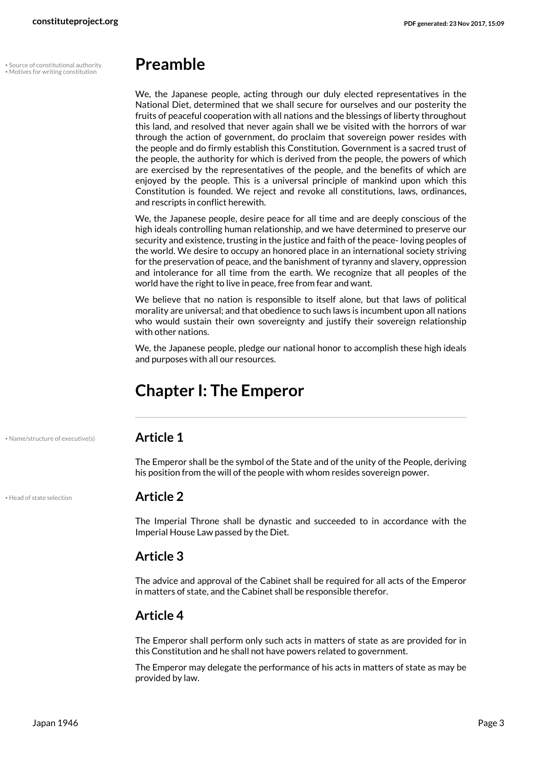• Source of constitutional authority
• Motives for writing constitution

## Preamble

We, the Japanese people, acting through our duly elected representatives in the National Diet, determined that we shall secure for ourselves and our posterity the fruits of peaceful cooperation with all nations and the blessings of liberty throughout this land, and resolved that never again shall we be visited with the horrors of war through the action of government, do proclaim that sovereign power resides with the people and do firmly establish this Constitution. Government is a sacred trust of the people, the authority for which is derived from the people, the powers of which are exercised by the representatives of the people, and the benefits of which are enjoyed by the people. This is a universal principle of mankind upon which this Constitution is founded. We reject and revoke all constitutions, laws, ordinances, and rescripts in conflict herewith.

We, the Japanese people, desire peace for all time and are deeply conscious of the high ideals controlling human relationship, and we have determined to preserve our security and existence, trusting in the justice and faith of the peace- loving peoples of the world. We desire to occupy an honored place in an international society striving for the preservation of peace, and the banishment of tyranny and slavery, oppression and intolerance for all time from the earth. We recognize that all peoples of the world have the right to live in peace, free from fear and want.

We believe that no nation is responsible to itself alone, but that laws of political morality are universal; and that obedience to such laws is incumbent upon all nations who would sustain their own sovereignty and justify their sovereign relationship with other nations.

We, the Japanese people, pledge our national honor to accomplish these high ideals and purposes with all our resources.

## Chapter I: The Emperor

• Name/structure of executive(s)

### Article 1

The Emperor shall be the symbol of the State and of the unity of the People, deriving his position from the will of the people with whom resides sovereign power.

• Head of state selection

### Article 2

The Imperial Throne shall be dynastic and succeeded to in accordance with the Imperial House Law passed by the Diet.

### Article 3

The advice and approval of the Cabinet shall be required for all acts of the Emperor in matters of state, and the Cabinet shall be responsible therefor.

### Article 4

The Emperor shall perform only such acts in matters of state as are provided for in this Constitution and he shall not have powers related to government.

The Emperor may delegate the performance of his acts in matters of state as may be provided by law.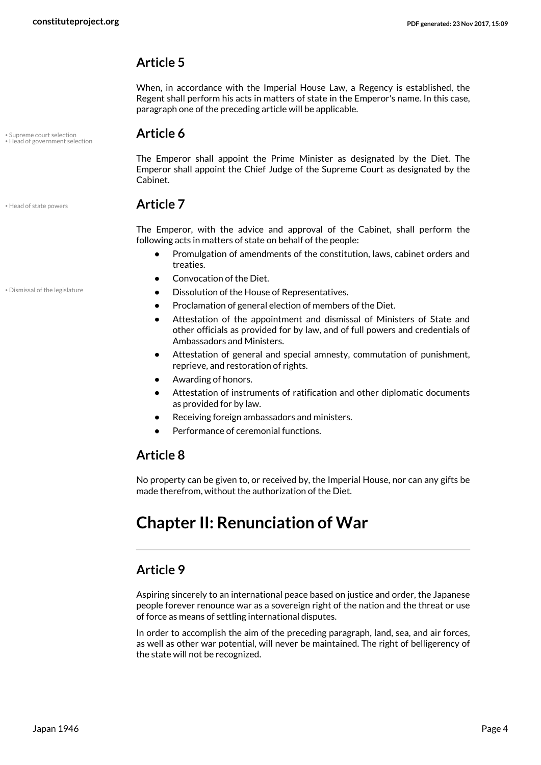## Article 5

When, in accordance with the Imperial House Law, a Regency is established, the Regent shall perform his acts in matters of state in the Emperor's name. In this case, paragraph one of the preceding article will be applicable.

• Supreme court selection
• Head of government selection

## Article 6

The Emperor shall appoint the Prime Minister as designated by the Diet. The Emperor shall appoint the Chief Judge of the Supreme Court as designated by the Cabinet.

• Head of state powers

## Article 7

The Emperor, with the advice and approval of the Cabinet, shall perform the following acts in matters of state on behalf of the people:

- Promulgation of amendments of the constitution, laws, cabinet orders and treaties.
- Convocation of the Diet.
- Dissolution of the House of Representatives.
- Proclamation of general election of members of the Diet.
- Attestation of the appointment and dismissal of Ministers of State and other officials as provided for by law, and of full powers and credentials of Ambassadors and Ministers.
- Attestation of general and special amnesty, commutation of punishment, reprieve, and restoration of rights.
- Awarding of honors.
- Attestation of instruments of ratification and other diplomatic documents as provided for by law.
- Receiving foreign ambassadors and ministers.
- Performance of ceremonial functions.

• Dismissal of the legislature

## Article 8

No property can be given to, or received by, the Imperial House, nor can any gifts be made therefrom, without the authorization of the Diet.

# Chapter II: Renunciation of War

## Article 9

Aspiring sincerely to an international peace based on justice and order, the Japanese people forever renounce war as a sovereign right of the nation and the threat or use of force as means of settling international disputes.

In order to accomplish the aim of the preceding paragraph, land, sea, and air forces, as well as other war potential, will never be maintained. The right of belligerency of the state will not be recognized.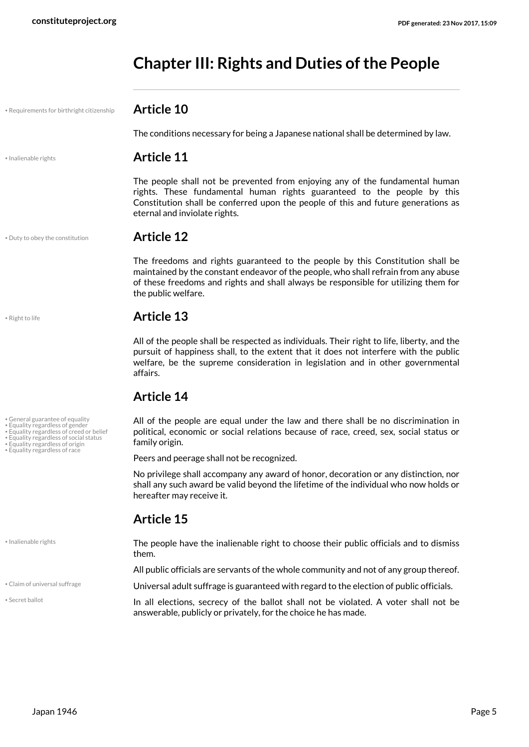## Chapter III: Rights and Duties of the People

• Requirements for birthright citizenship

### Article 10

The conditions necessary for being a Japanese national shall be determined by law.

• Inalienable rights

### Article 11

The people shall not be prevented from enjoying any of the fundamental human rights. These fundamental human rights guaranteed to the people by this Constitution shall be conferred upon the people of this and future generations as eternal and inviolate rights.

• Duty to obey the constitution

### Article 12

The freedoms and rights guaranteed to the people by this Constitution shall be maintained by the constant endeavor of the people, who shall refrain from any abuse of these freedoms and rights and shall always be responsible for utilizing them for the public welfare.

• Right to life

### Article 13

All of the people shall be respected as individuals. Their right to life, liberty, and the pursuit of happiness shall, to the extent that it does not interfere with the public welfare, be the supreme consideration in legislation and in other governmental affairs.

### Article 14

• General guarantee of equality
• Equality regardless of gender
• Equality regardless of creed or belief
• Equality regardless of social status
• Equality regardless of origin
• Equality regardless of race

All of the people are equal under the law and there shall be no discrimination in political, economic or social relations because of race, creed, sex, social status or family origin.

Peers and peerage shall not be recognized.

No privilege shall accompany any award of honor, decoration or any distinction, nor shall any such award be valid beyond the lifetime of the individual who now holds or hereafter may receive it.

### Article 15

• Inalienable rights

The people have the inalienable right to choose their public officials and to dismiss them.

All public officials are servants of the whole community and not of any group thereof.

• Claim of universal suffrage

Universal adult suffrage is guaranteed with regard to the election of public officials.

• Secret ballot

In all elections, secrecy of the ballot shall not be violated. A voter shall not be answerable, publicly or privately, for the choice he has made.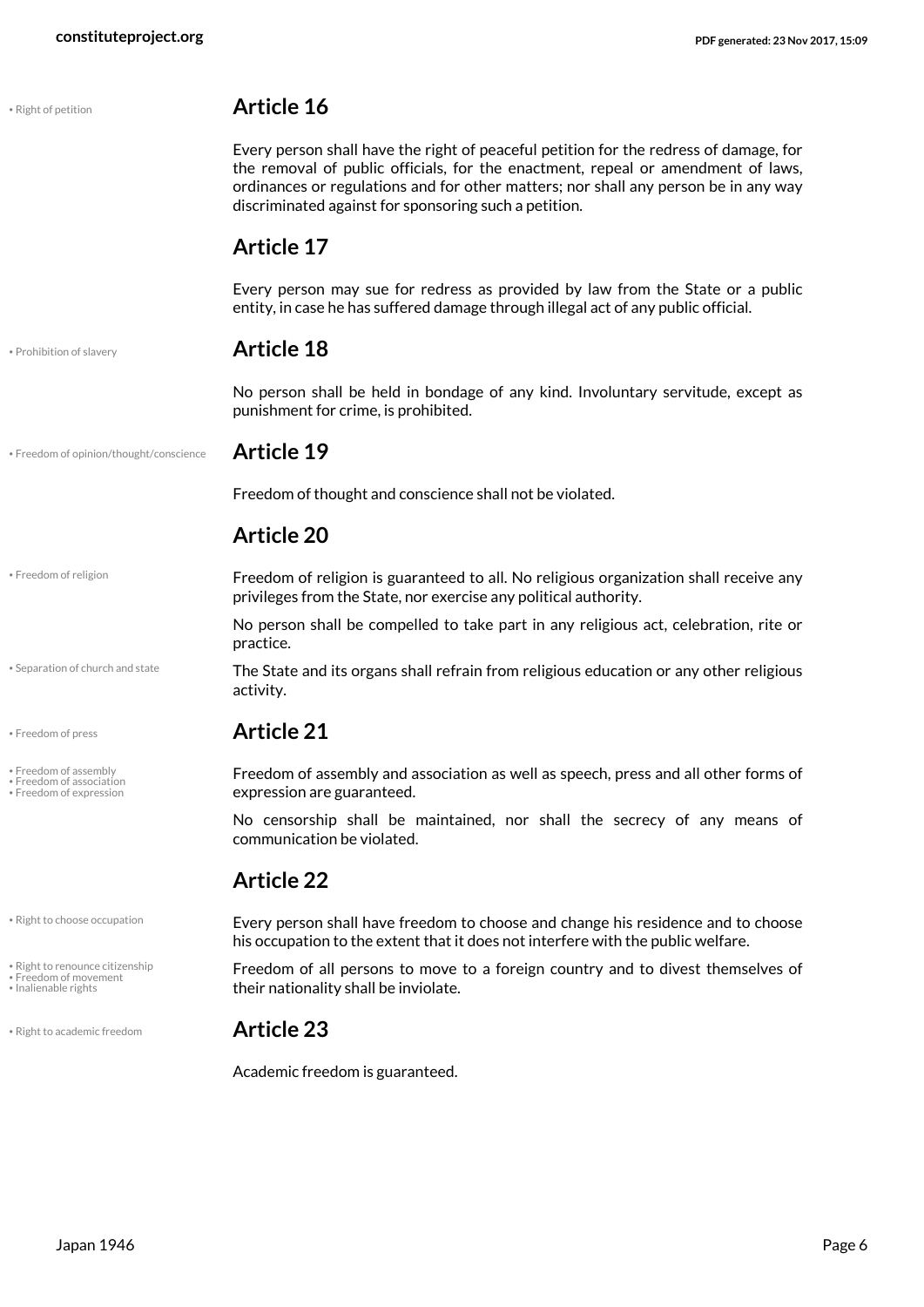## Article 16

Every person shall have the right of peaceful petition for the redress of damage, for the removal of public officials, for the enactment, repeal or amendment of laws, ordinances or regulations and for other matters; nor shall any person be in any way discriminated against for sponsoring such a petition.

## Article 17

Every person may sue for redress as provided by law from the State or a public entity, in case he has suffered damage through illegal act of any public official.

## Article 18

No person shall be held in bondage of any kind. Involuntary servitude, except as punishment for crime, is prohibited.

## Article 19

Freedom of thought and conscience shall not be violated.

## Article 20

Freedom of religion is guaranteed to all. No religious organization shall receive any privileges from the State, nor exercise any political authority.

No person shall be compelled to take part in any religious act, celebration, rite or practice.

The State and its organs shall refrain from religious education or any other religious activity.

## Article 21

Freedom of assembly and association as well as speech, press and all other forms of expression are guaranteed.

No censorship shall be maintained, nor shall the secrecy of any means of communication be violated.

## Article 22

Every person shall have freedom to choose and change his residence and to choose his occupation to the extent that it does not interfere with the public welfare.

Freedom of all persons to move to a foreign country and to divest themselves of their nationality shall be inviolate.

## Article 23

Academic freedom is guaranteed.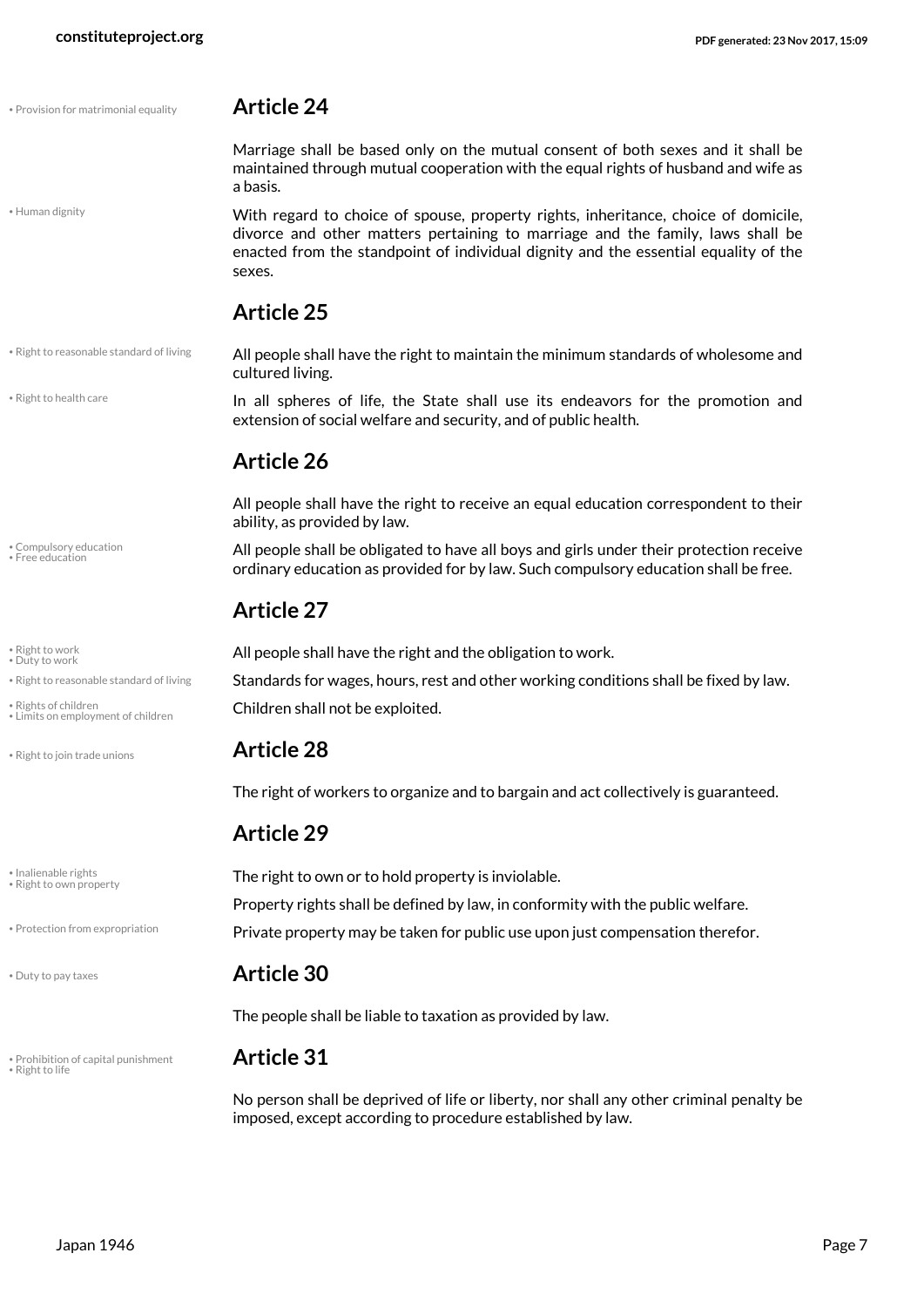## Article 24

Marriage shall be based only on the mutual consent of both sexes and it shall be maintained through mutual cooperation with the equal rights of husband and wife as a basis.

With regard to choice of spouse, property rights, inheritance, choice of domicile, divorce and other matters pertaining to marriage and the family, laws shall be enacted from the standpoint of individual dignity and the essential equality of the sexes.

## Article 25

All people shall have the right to maintain the minimum standards of wholesome and cultured living.

In all spheres of life, the State shall use its endeavors for the promotion and extension of social welfare and security, and of public health.

## Article 26

All people shall have the right to receive an equal education correspondent to their ability, as provided by law.

All people shall be obligated to have all boys and girls under their protection receive ordinary education as provided for by law. Such compulsory education shall be free.

## Article 27

All people shall have the right and the obligation to work.

Standards for wages, hours, rest and other working conditions shall be fixed by law.

Children shall not be exploited.

## Article 28

The right of workers to organize and to bargain and act collectively is guaranteed.

## Article 29

The right to own or to hold property is inviolable.

Property rights shall be defined by law, in conformity with the public welfare.

Private property may be taken for public use upon just compensation therefor.

## Article 30

The people shall be liable to taxation as provided by law.

## Article 31

No person shall be deprived of life or liberty, nor shall any other criminal penalty be imposed, except according to procedure established by law.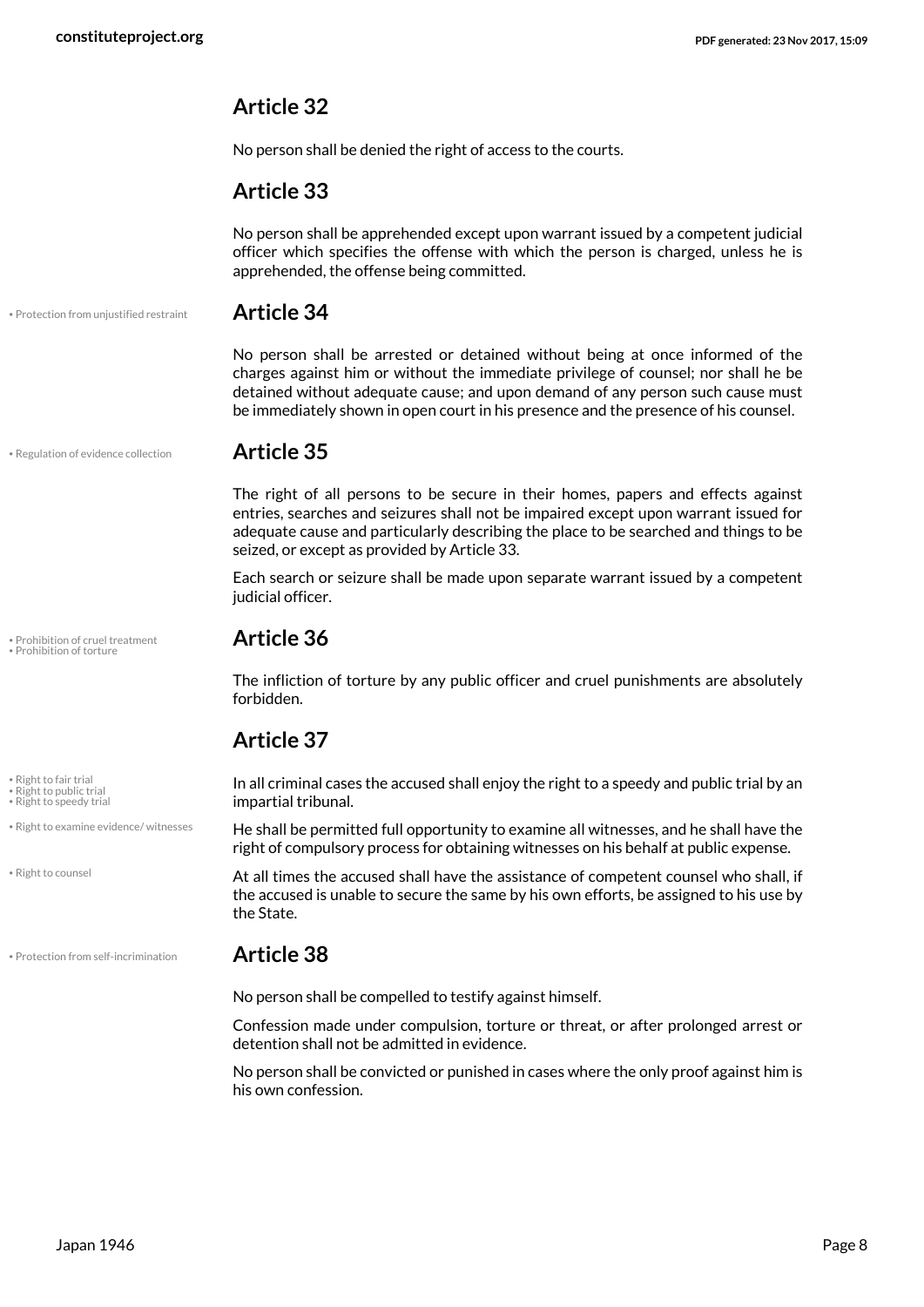## Article 32

No person shall be denied the right of access to the courts.

## Article 33

No person shall be apprehended except upon warrant issued by a competent judicial officer which specifies the offense with which the person is charged, unless he is apprehended, the offense being committed.

## Article 34

• Protection from unjustified restraint

No person shall be arrested or detained without being at once informed of the charges against him or without the immediate privilege of counsel; nor shall he be detained without adequate cause; and upon demand of any person such cause must be immediately shown in open court in his presence and the presence of his counsel.

## Article 35

• Regulation of evidence collection

The right of all persons to be secure in their homes, papers and effects against entries, searches and seizures shall not be impaired except upon warrant issued for adequate cause and particularly describing the place to be searched and things to be seized, or except as provided by Article 33.

Each search or seizure shall be made upon separate warrant issued by a competent judicial officer.

## Article 36

• Prohibition of cruel treatment
• Prohibition of torture

The infliction of torture by any public officer and cruel punishments are absolutely forbidden.

## Article 37

• Right to fair trial
• Right to public trial
• Right to speedy trial

In all criminal cases the accused shall enjoy the right to a speedy and public trial by an impartial tribunal.

• Right to examine evidence/ witnesses

He shall be permitted full opportunity to examine all witnesses, and he shall have the right of compulsory process for obtaining witnesses on his behalf at public expense.

• Right to counsel

At all times the accused shall have the assistance of competent counsel who shall, if the accused is unable to secure the same by his own efforts, be assigned to his use by the State.

## Article 38

• Protection from self-incrimination

No person shall be compelled to testify against himself.

Confession made under compulsion, torture or threat, or after prolonged arrest or detention shall not be admitted in evidence.

No person shall be convicted or punished in cases where the only proof against him is his own confession.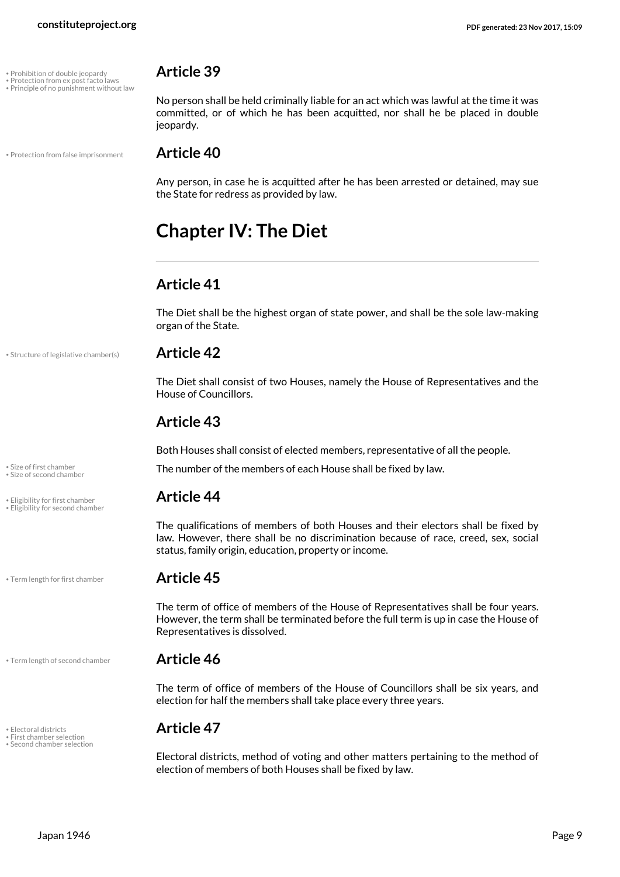- Prohibition of double jeopardy
- Protection from ex post facto laws
- Principle of no punishment without law

## Article 39

No person shall be held criminally liable for an act which was lawful at the time it was committed, or of which he has been acquitted, nor shall he be placed in double jeopardy.

- Protection from false imprisonment

## Article 40

Any person, in case he is acquitted after he has been arrested or detained, may sue the State for redress as provided by law.

# Chapter IV: The Diet

## Article 41

The Diet shall be the highest organ of state power, and shall be the sole law-making organ of the State.

- Structure of legislative chamber(s)

## Article 42

The Diet shall consist of two Houses, namely the House of Representatives and the House of Councillors.

## Article 43

Both Houses shall consist of elected members, representative of all the people.

- Size of first chamber
- Size of second chamber

The number of the members of each House shall be fixed by law.

- Eligibility for first chamber
- Eligibility for second chamber

## Article 44

The qualifications of members of both Houses and their electors shall be fixed by law. However, there shall be no discrimination because of race, creed, sex, social status, family origin, education, property or income.

- Term length for first chamber

## Article 45

The term of office of members of the House of Representatives shall be four years. However, the term shall be terminated before the full term is up in case the House of Representatives is dissolved.

- Term length of second chamber

## Article 46

The term of office of members of the House of Councillors shall be six years, and election for half the members shall take place every three years.

- Electoral districts
- First chamber selection
- Second chamber selection

## Article 47

Electoral districts, method of voting and other matters pertaining to the method of election of members of both Houses shall be fixed by law.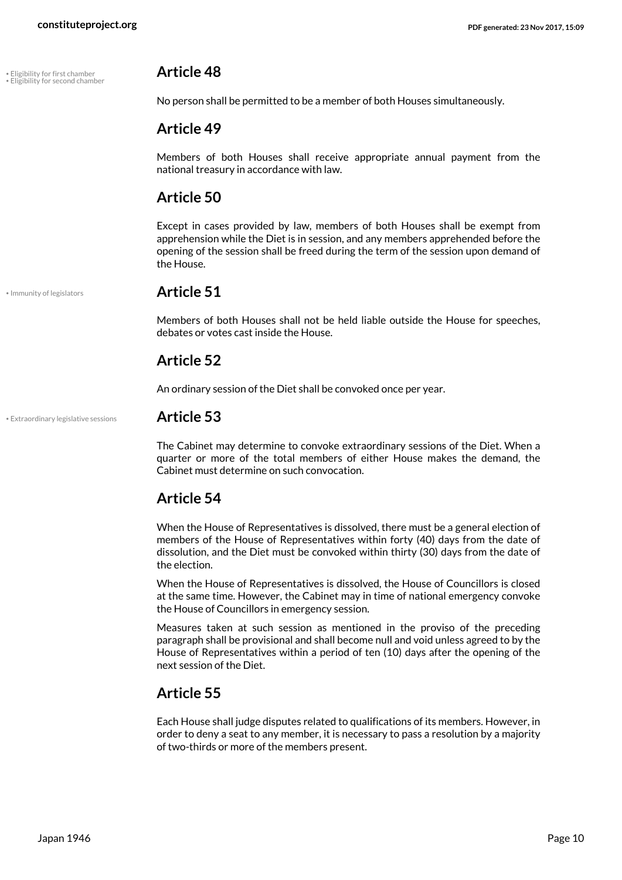• Eligibility for first chamber
• Eligibility for second chamber

## Article 48

No person shall be permitted to be a member of both Houses simultaneously.

## Article 49

Members of both Houses shall receive appropriate annual payment from the national treasury in accordance with law.

## Article 50

Except in cases provided by law, members of both Houses shall be exempt from apprehension while the Diet is in session, and any members apprehended before the opening of the session shall be freed during the term of the session upon demand of the House.

• Immunity of legislators

## Article 51

Members of both Houses shall not be held liable outside the House for speeches, debates or votes cast inside the House.

## Article 52

An ordinary session of the Diet shall be convoked once per year.

• Extraordinary legislative sessions

## Article 53

The Cabinet may determine to convoke extraordinary sessions of the Diet. When a quarter or more of the total members of either House makes the demand, the Cabinet must determine on such convocation.

## Article 54

When the House of Representatives is dissolved, there must be a general election of members of the House of Representatives within forty (40) days from the date of dissolution, and the Diet must be convoked within thirty (30) days from the date of the election.

When the House of Representatives is dissolved, the House of Councillors is closed at the same time. However, the Cabinet may in time of national emergency convoke the House of Councillors in emergency session.

Measures taken at such session as mentioned in the proviso of the preceding paragraph shall be provisional and shall become null and void unless agreed to by the House of Representatives within a period of ten (10) days after the opening of the next session of the Diet.

## Article 55

Each House shall judge disputes related to qualifications of its members. However, in order to deny a seat to any member, it is necessary to pass a resolution by a majority of two-thirds or more of the members present.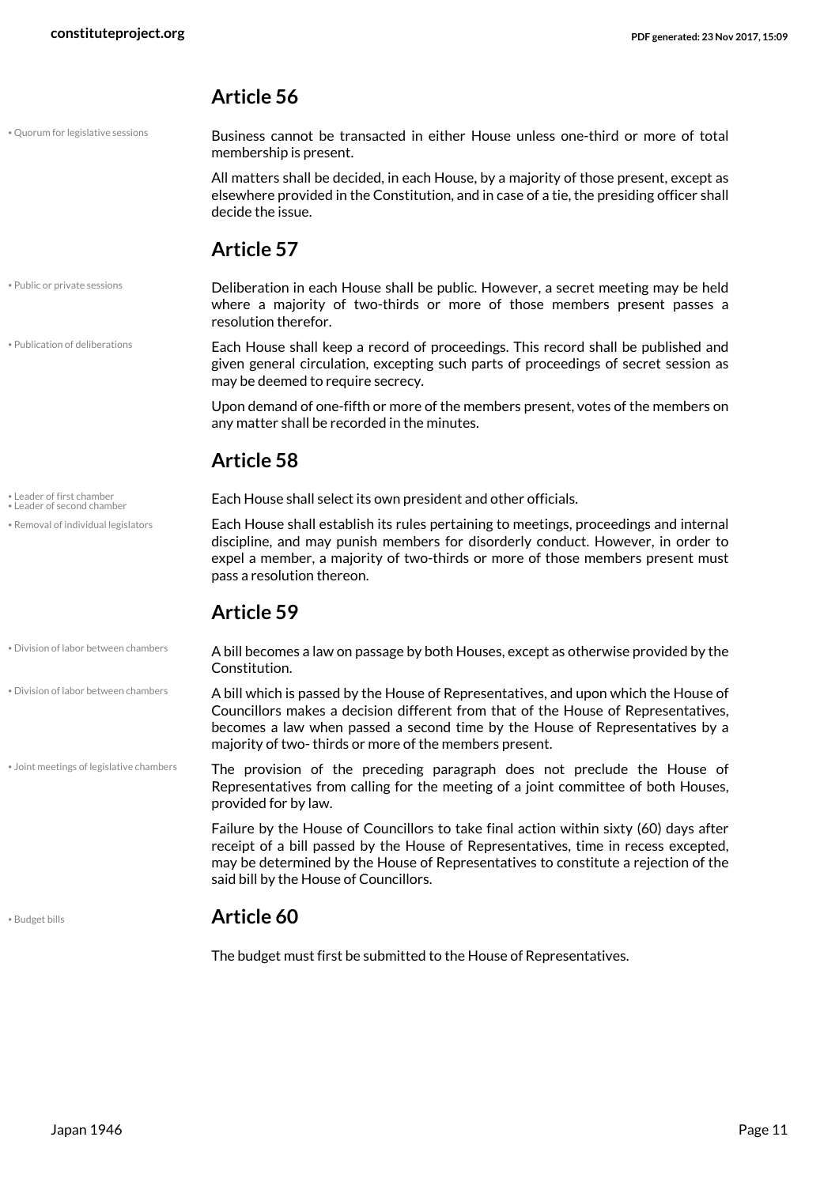## Article 56

• Quorum for legislative sessions

Business cannot be transacted in either House unless one-third or more of total membership is present.

All matters shall be decided, in each House, by a majority of those present, except as elsewhere provided in the Constitution, and in case of a tie, the presiding officer shall decide the issue.

## Article 57

• Public or private sessions

Deliberation in each House shall be public. However, a secret meeting may be held where a majority of two-thirds or more of those members present passes a resolution therefor.

• Publication of deliberations

Each House shall keep a record of proceedings. This record shall be published and given general circulation, excepting such parts of proceedings of secret session as may be deemed to require secrecy.

Upon demand of one-fifth or more of the members present, votes of the members on any matter shall be recorded in the minutes.

## Article 58

• Leader of first chamber
• Leader of second chamber

Each House shall select its own president and other officials.

• Removal of individual legislators

Each House shall establish its rules pertaining to meetings, proceedings and internal discipline, and may punish members for disorderly conduct. However, in order to expel a member, a majority of two-thirds or more of those members present must pass a resolution thereon.

## Article 59

• Division of labor between chambers

A bill becomes a law on passage by both Houses, except as otherwise provided by the Constitution.

• Division of labor between chambers

A bill which is passed by the House of Representatives, and upon which the House of Councillors makes a decision different from that of the House of Representatives, becomes a law when passed a second time by the House of Representatives by a majority of two- thirds or more of the members present.

• Joint meetings of legislative chambers

The provision of the preceding paragraph does not preclude the House of Representatives from calling for the meeting of a joint committee of both Houses, provided for by law.

Failure by the House of Councillors to take final action within sixty (60) days after receipt of a bill passed by the House of Representatives, time in recess excepted, may be determined by the House of Representatives to constitute a rejection of the said bill by the House of Councillors.

• Budget bills

## Article 60

The budget must first be submitted to the House of Representatives.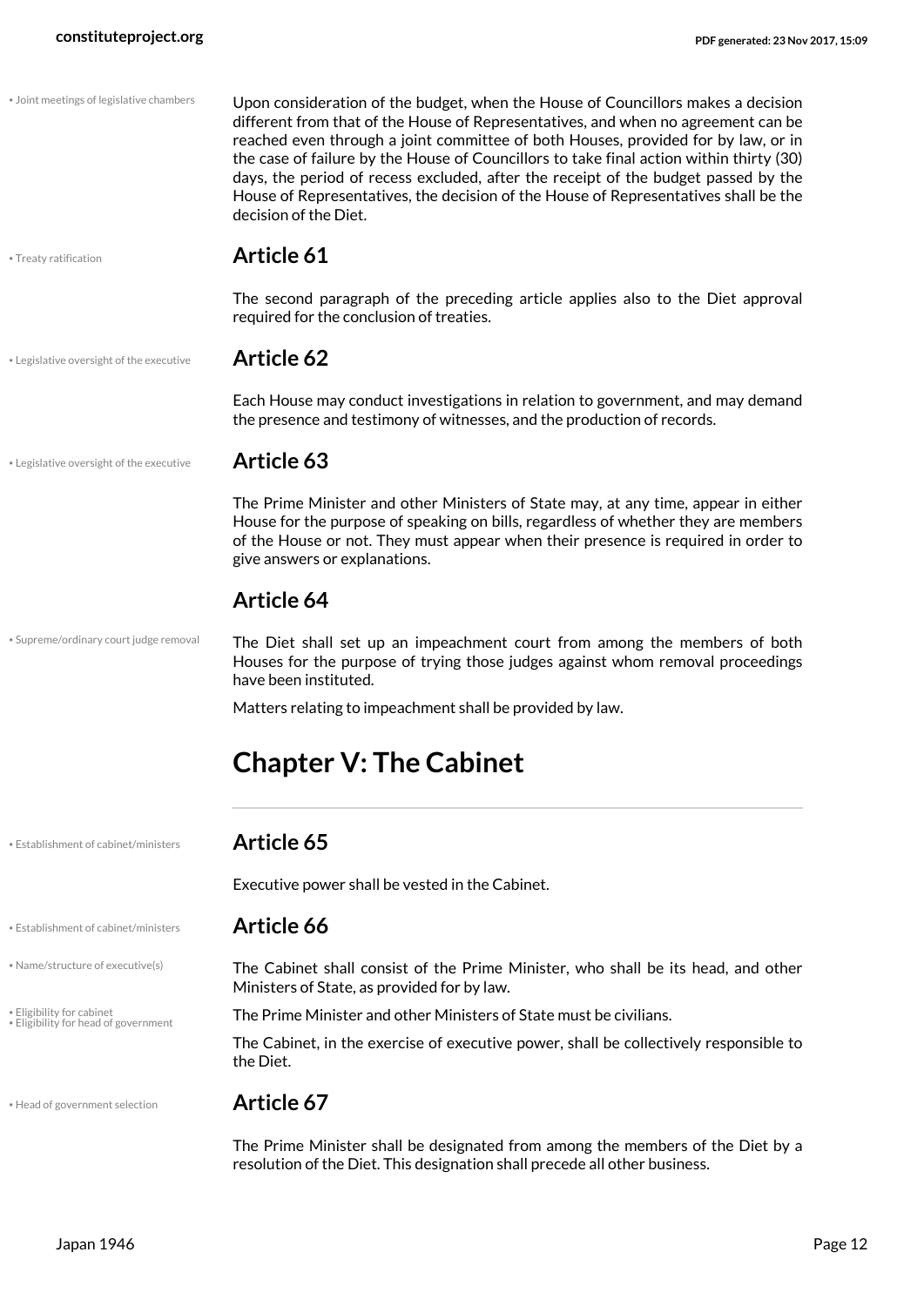Upon consideration of the budget, when the House of Councillors makes a decision different from that of the House of Representatives, and when no agreement can be reached even through a joint committee of both Houses, provided for by law, or in the case of failure by the House of Councillors to take final action within thirty (30) days, the period of recess excluded, after the receipt of the budget passed by the House of Representatives, the decision of the House of Representatives shall be the decision of the Diet.

### Article 61

The second paragraph of the preceding article applies also to the Diet approval required for the conclusion of treaties.

### Article 62

Each House may conduct investigations in relation to government, and may demand the presence and testimony of witnesses, and the production of records.

### Article 63

The Prime Minister and other Ministers of State may, at any time, appear in either House for the purpose of speaking on bills, regardless of whether they are members of the House or not. They must appear when their presence is required in order to give answers or explanations.

### Article 64

The Diet shall set up an impeachment court from among the members of both Houses for the purpose of trying those judges against whom removal proceedings have been instituted.

Matters relating to impeachment shall be provided by law.

## Chapter V: The Cabinet

### Article 65

Executive power shall be vested in the Cabinet.

### Article 66

The Cabinet shall consist of the Prime Minister, who shall be its head, and other Ministers of State, as provided for by law.

The Prime Minister and other Ministers of State must be civilians.

The Cabinet, in the exercise of executive power, shall be collectively responsible to the Diet.

### Article 67

The Prime Minister shall be designated from among the members of the Diet by a resolution of the Diet. This designation shall precede all other business.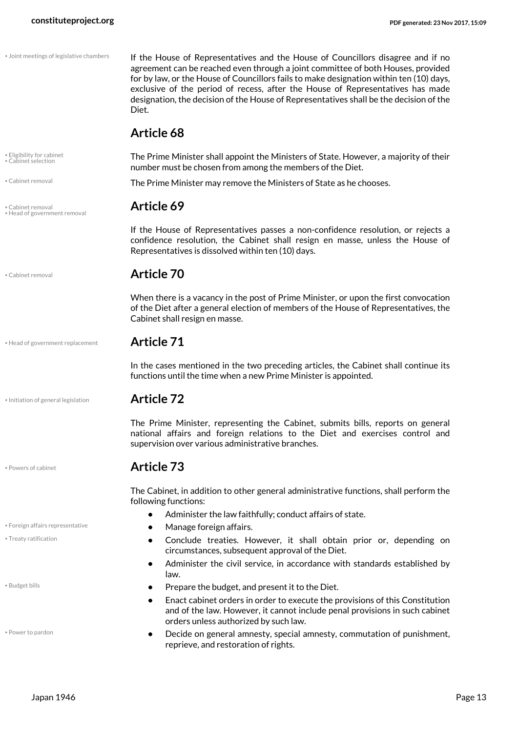If the House of Representatives and the House of Councillors disagree and if no agreement can be reached even through a joint committee of both Houses, provided for by law, or the House of Councillors fails to make designation within ten (10) days, exclusive of the period of recess, after the House of Representatives has made designation, the decision of the House of Representatives shall be the decision of the Diet.

## Article 68

The Prime Minister shall appoint the Ministers of State. However, a majority of their number must be chosen from among the members of the Diet.

The Prime Minister may remove the Ministers of State as he chooses.

## Article 69

If the House of Representatives passes a non-confidence resolution, or rejects a confidence resolution, the Cabinet shall resign en masse, unless the House of Representatives is dissolved within ten (10) days.

## Article 70

When there is a vacancy in the post of Prime Minister, or upon the first convocation of the Diet after a general election of members of the House of Representatives, the Cabinet shall resign en masse.

## Article 71

In the cases mentioned in the two preceding articles, the Cabinet shall continue its functions until the time when a new Prime Minister is appointed.

## Article 72

The Prime Minister, representing the Cabinet, submits bills, reports on general national affairs and foreign relations to the Diet and exercises control and supervision over various administrative branches.

## Article 73

The Cabinet, in addition to other general administrative functions, shall perform the following functions:

- Administer the law faithfully; conduct affairs of state.
- Manage foreign affairs.
- Conclude treaties. However, it shall obtain prior or, depending on circumstances, subsequent approval of the Diet.
- Administer the civil service, in accordance with standards established by law.
- Prepare the budget, and present it to the Diet.
- Enact cabinet orders in order to execute the provisions of this Constitution and of the law. However, it cannot include penal provisions in such cabinet orders unless authorized by such law.
- Decide on general amnesty, special amnesty, commutation of punishment, reprieve, and restoration of rights.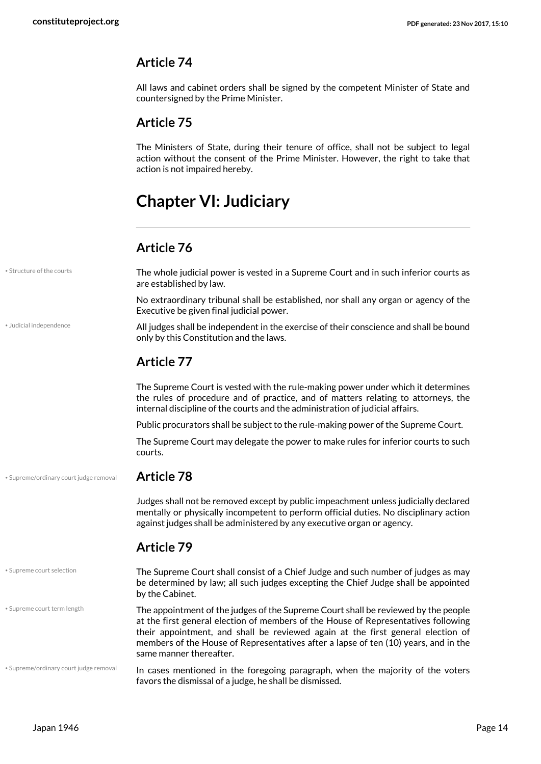## Article 74

All laws and cabinet orders shall be signed by the competent Minister of State and countersigned by the Prime Minister.

## Article 75

The Ministers of State, during their tenure of office, shall not be subject to legal action without the consent of the Prime Minister. However, the right to take that action is not impaired hereby.

# Chapter VI: Judiciary

## Article 76

• Structure of the courts

The whole judicial power is vested in a Supreme Court and in such inferior courts as are established by law.

No extraordinary tribunal shall be established, nor shall any organ or agency of the Executive be given final judicial power.

• Judicial independence

All judges shall be independent in the exercise of their conscience and shall be bound only by this Constitution and the laws.

## Article 77

The Supreme Court is vested with the rule-making power under which it determines the rules of procedure and of practice, and of matters relating to attorneys, the internal discipline of the courts and the administration of judicial affairs.

Public procurators shall be subject to the rule-making power of the Supreme Court.

The Supreme Court may delegate the power to make rules for inferior courts to such courts.

• Supreme/ordinary court judge removal

## Article 78

Judges shall not be removed except by public impeachment unless judicially declared mentally or physically incompetent to perform official duties. No disciplinary action against judges shall be administered by any executive organ or agency.

## Article 79

• Supreme court selection

The Supreme Court shall consist of a Chief Judge and such number of judges as may be determined by law; all such judges excepting the Chief Judge shall be appointed by the Cabinet.

• Supreme court term length

The appointment of the judges of the Supreme Court shall be reviewed by the people at the first general election of members of the House of Representatives following their appointment, and shall be reviewed again at the first general election of members of the House of Representatives after a lapse of ten (10) years, and in the same manner thereafter.

• Supreme/ordinary court judge removal

In cases mentioned in the foregoing paragraph, when the majority of the voters favors the dismissal of a judge, he shall be dismissed.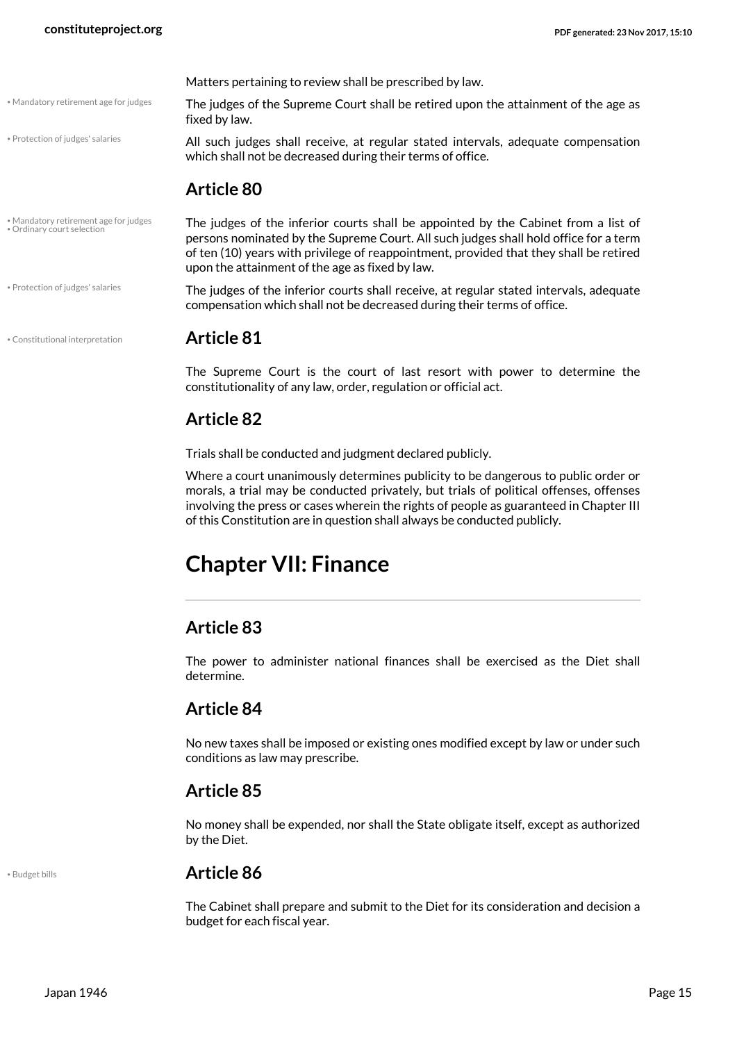Matters pertaining to review shall be prescribed by law.

The judges of the Supreme Court shall be retired upon the attainment of the age as fixed by law.

All such judges shall receive, at regular stated intervals, adequate compensation which shall not be decreased during their terms of office.

## Article 80

The judges of the inferior courts shall be appointed by the Cabinet from a list of persons nominated by the Supreme Court. All such judges shall hold office for a term of ten (10) years with privilege of reappointment, provided that they shall be retired upon the attainment of the age as fixed by law.

The judges of the inferior courts shall receive, at regular stated intervals, adequate compensation which shall not be decreased during their terms of office.

## Article 81

The Supreme Court is the court of last resort with power to determine the constitutionality of any law, order, regulation or official act.

## Article 82

Trials shall be conducted and judgment declared publicly.

Where a court unanimously determines publicity to be dangerous to public order or morals, a trial may be conducted privately, but trials of political offenses, offenses involving the press or cases wherein the rights of people as guaranteed in Chapter III of this Constitution are in question shall always be conducted publicly.

# Chapter VII: Finance

## Article 83

The power to administer national finances shall be exercised as the Diet shall determine.

## Article 84

No new taxes shall be imposed or existing ones modified except by law or under such conditions as law may prescribe.

## Article 85

No money shall be expended, nor shall the State obligate itself, except as authorized by the Diet.

## Article 86

The Cabinet shall prepare and submit to the Diet for its consideration and decision a budget for each fiscal year.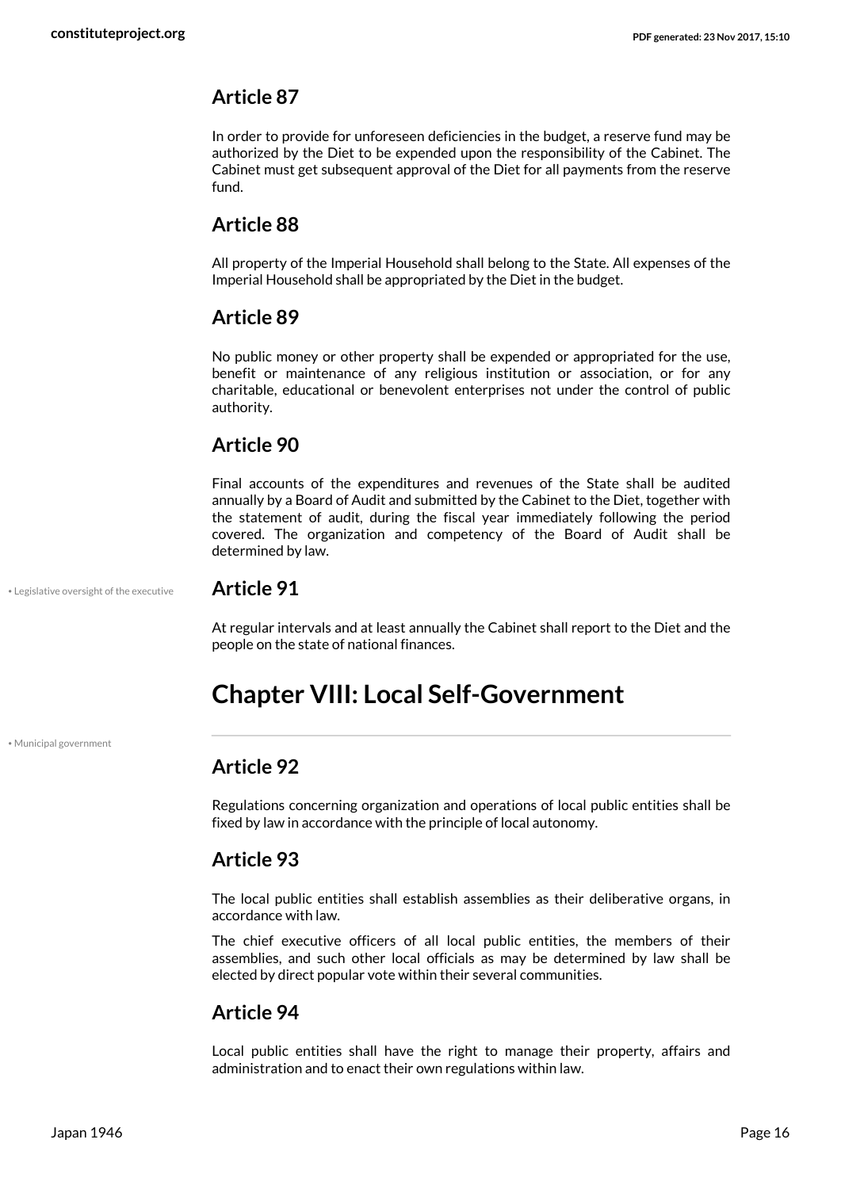## Article 87

In order to provide for unforeseen deficiencies in the budget, a reserve fund may be authorized by the Diet to be expended upon the responsibility of the Cabinet. The Cabinet must get subsequent approval of the Diet for all payments from the reserve fund.

## Article 88

All property of the Imperial Household shall belong to the State. All expenses of the Imperial Household shall be appropriated by the Diet in the budget.

## Article 89

No public money or other property shall be expended or appropriated for the use, benefit or maintenance of any religious institution or association, or for any charitable, educational or benevolent enterprises not under the control of public authority.

## Article 90

Final accounts of the expenditures and revenues of the State shall be audited annually by a Board of Audit and submitted by the Cabinet to the Diet, together with the statement of audit, during the fiscal year immediately following the period covered. The organization and competency of the Board of Audit shall be determined by law.

• Legislative oversight of the executive

## Article 91

At regular intervals and at least annually the Cabinet shall report to the Diet and the people on the state of national finances.

# Chapter VIII: Local Self-Government

• Municipal government

## Article 92

Regulations concerning organization and operations of local public entities shall be fixed by law in accordance with the principle of local autonomy.

## Article 93

The local public entities shall establish assemblies as their deliberative organs, in accordance with law.

The chief executive officers of all local public entities, the members of their assemblies, and such other local officials as may be determined by law shall be elected by direct popular vote within their several communities.

## Article 94

Local public entities shall have the right to manage their property, affairs and administration and to enact their own regulations within law.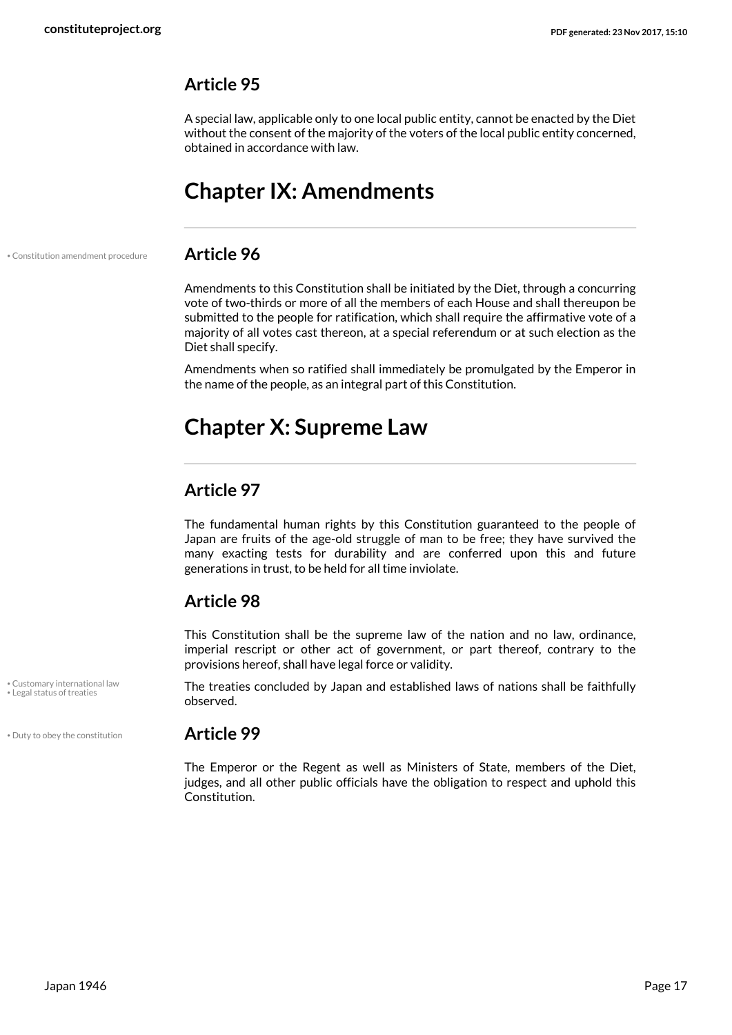### Article 95

A special law, applicable only to one local public entity, cannot be enacted by the Diet without the consent of the majority of the voters of the local public entity concerned, obtained in accordance with law.

## Chapter IX: Amendments

• Constitution amendment procedure

### Article 96

Amendments to this Constitution shall be initiated by the Diet, through a concurring vote of two-thirds or more of all the members of each House and shall thereupon be submitted to the people for ratification, which shall require the affirmative vote of a majority of all votes cast thereon, at a special referendum or at such election as the Diet shall specify.

Amendments when so ratified shall immediately be promulgated by the Emperor in the name of the people, as an integral part of this Constitution.

## Chapter X: Supreme Law

### Article 97

The fundamental human rights by this Constitution guaranteed to the people of Japan are fruits of the age-old struggle of man to be free; they have survived the many exacting tests for durability and are conferred upon this and future generations in trust, to be held for all time inviolate.

### Article 98

This Constitution shall be the supreme law of the nation and no law, ordinance, imperial rescript or other act of government, or part thereof, contrary to the provisions hereof, shall have legal force or validity.

• Customary international law
• Legal status of treaties

The treaties concluded by Japan and established laws of nations shall be faithfully observed.

• Duty to obey the constitution

### Article 99

The Emperor or the Regent as well as Ministers of State, members of the Diet, judges, and all other public officials have the obligation to respect and uphold this Constitution.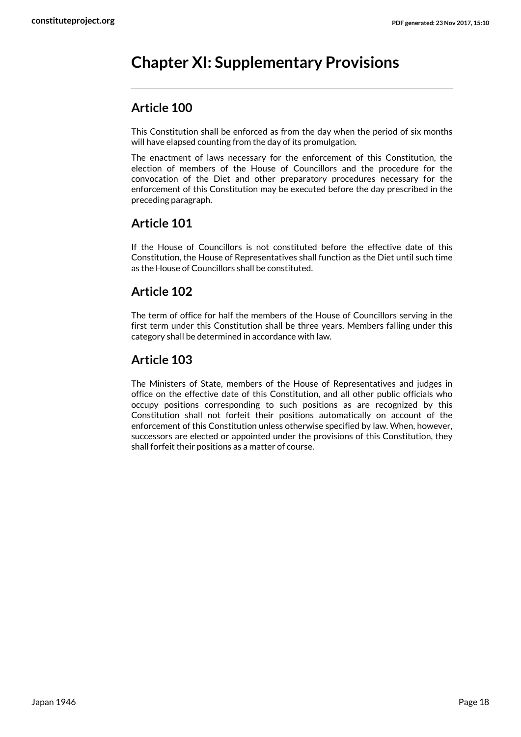# Chapter XI: Supplementary Provisions

## Article 100

This Constitution shall be enforced as from the day when the period of six months will have elapsed counting from the day of its promulgation.

The enactment of laws necessary for the enforcement of this Constitution, the election of members of the House of Councillors and the procedure for the convocation of the Diet and other preparatory procedures necessary for the enforcement of this Constitution may be executed before the day prescribed in the preceding paragraph.

## Article 101

If the House of Councillors is not constituted before the effective date of this Constitution, the House of Representatives shall function as the Diet until such time as the House of Councillors shall be constituted.

## Article 102

The term of office for half the members of the House of Councillors serving in the first term under this Constitution shall be three years. Members falling under this category shall be determined in accordance with law.

## Article 103

The Ministers of State, members of the House of Representatives and judges in office on the effective date of this Constitution, and all other public officials who occupy positions corresponding to such positions as are recognized by this Constitution shall not forfeit their positions automatically on account of the enforcement of this Constitution unless otherwise specified by law. When, however, successors are elected or appointed under the provisions of this Constitution, they shall forfeit their positions as a matter of course.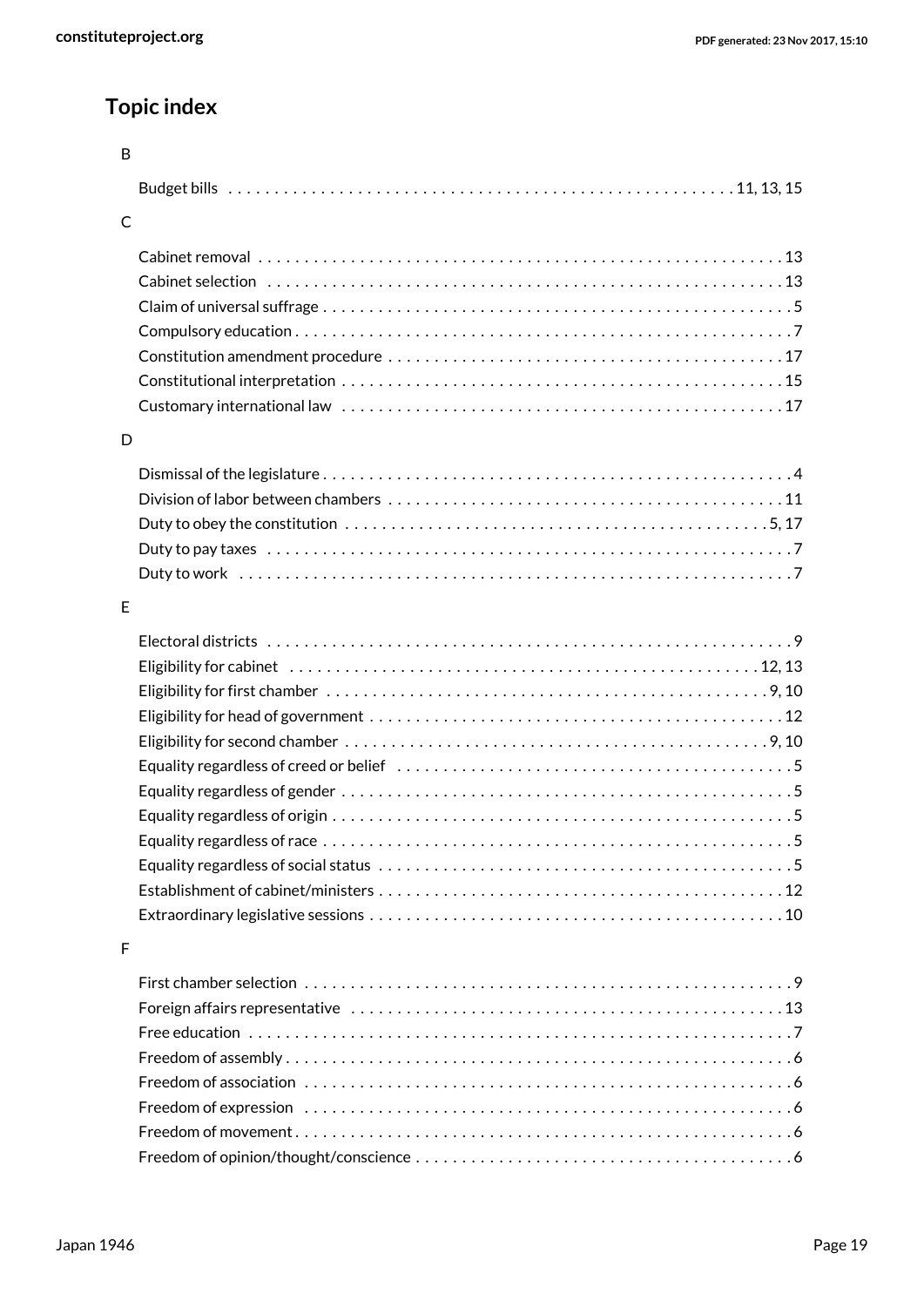## Topic index

B

- Budget bills . . . . . . . . . . 11, 13, 15

C

- Cabinet removal . . . . . . . . . . 13
- Cabinet selection . . . . . . . . . . 13
- Claim of universal suffrage . . . . . . . . . . 5
- Compulsory education . . . . . . . . . . 7
- Constitution amendment procedure . . . . . . . . . . 17
- Constitutional interpretation . . . . . . . . . . 15
- Customary international law . . . . . . . . . . 17

D

- Dismissal of the legislature . . . . . . . . . . 4
- Division of labor between chambers . . . . . . . . . . 11
- Duty to obey the constitution . . . . . . . . . . 5, 17
- Duty to pay taxes . . . . . . . . . . 7
- Duty to work . . . . . . . . . . 7

E

- Electoral districts . . . . . . . . . . 9
- Eligibility for cabinet . . . . . . . . . . 12, 13
- Eligibility for first chamber . . . . . . . . . . 9, 10
- Eligibility for head of government . . . . . . . . . . 12
- Eligibility for second chamber . . . . . . . . . . 9, 10
- Equality regardless of creed or belief . . . . . . . . . . 5
- Equality regardless of gender . . . . . . . . . . 5
- Equality regardless of origin . . . . . . . . . . 5
- Equality regardless of race . . . . . . . . . . 5
- Equality regardless of social status . . . . . . . . . . 5
- Establishment of cabinet/ministers . . . . . . . . . . 12
- Extraordinary legislative sessions . . . . . . . . . . 10

F

- First chamber selection . . . . . . . . . . 9
- Foreign affairs representative . . . . . . . . . . 13
- Free education . . . . . . . . . . 7
- Freedom of assembly . . . . . . . . . . 6
- Freedom of association . . . . . . . . . . 6
- Freedom of expression . . . . . . . . . . 6
- Freedom of movement . . . . . . . . . . 6
- Freedom of opinion/thought/conscience . . . . . . . . . . 6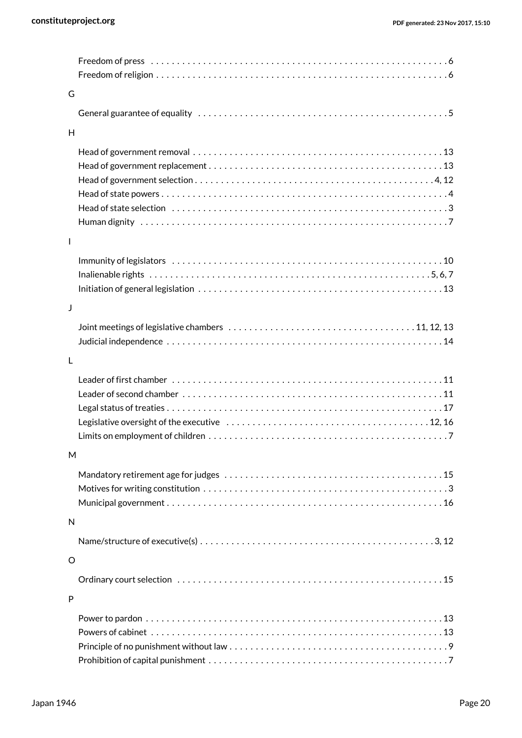Freedom of press . . . . . . . . . . . . . . . . . . . . . . . . . . . . . . . . . . . . . . . . . . . . . . . . . . . . . . . . . . 6
Freedom of religion . . . . . . . . . . . . . . . . . . . . . . . . . . . . . . . . . . . . . . . . . . . . . . . . . . . . . . . . . 6

G

General guarantee of equality . . . . . . . . . . . . . . . . . . . . . . . . . . . . . . . . . . . . . . . . . . . . . . . . 5

H

Head of government removal . . . . . . . . . . . . . . . . . . . . . . . . . . . . . . . . . . . . . . . . . . . . . . . . 13
Head of government replacement . . . . . . . . . . . . . . . . . . . . . . . . . . . . . . . . . . . . . . . . . . . . 13
Head of government selection . . . . . . . . . . . . . . . . . . . . . . . . . . . . . . . . . . . . . . . . . . . . . 4, 12
Head of state powers . . . . . . . . . . . . . . . . . . . . . . . . . . . . . . . . . . . . . . . . . . . . . . . . . . . . . . . 4
Head of state selection . . . . . . . . . . . . . . . . . . . . . . . . . . . . . . . . . . . . . . . . . . . . . . . . . . . . . 3
Human dignity . . . . . . . . . . . . . . . . . . . . . . . . . . . . . . . . . . . . . . . . . . . . . . . . . . . . . . . . . . . . 7

I

Immunity of legislators . . . . . . . . . . . . . . . . . . . . . . . . . . . . . . . . . . . . . . . . . . . . . . . . . . . . 10
Inalienable rights . . . . . . . . . . . . . . . . . . . . . . . . . . . . . . . . . . . . . . . . . . . . . . . . . . . . . . 5, 6, 7
Initiation of general legislation . . . . . . . . . . . . . . . . . . . . . . . . . . . . . . . . . . . . . . . . . . . . . . . 13

J

Joint meetings of legislative chambers . . . . . . . . . . . . . . . . . . . . . . . . . . . . . . . . . . . 11, 12, 13
Judicial independence . . . . . . . . . . . . . . . . . . . . . . . . . . . . . . . . . . . . . . . . . . . . . . . . . . . . . 14

L

Leader of first chamber . . . . . . . . . . . . . . . . . . . . . . . . . . . . . . . . . . . . . . . . . . . . . . . . . . . . 11
Leader of second chamber . . . . . . . . . . . . . . . . . . . . . . . . . . . . . . . . . . . . . . . . . . . . . . . . . . 11
Legal status of treaties . . . . . . . . . . . . . . . . . . . . . . . . . . . . . . . . . . . . . . . . . . . . . . . . . . . . . 17
Legislative oversight of the executive . . . . . . . . . . . . . . . . . . . . . . . . . . . . . . . . . . . . . . . 12, 16
Limits on employment of children . . . . . . . . . . . . . . . . . . . . . . . . . . . . . . . . . . . . . . . . . . . . . . 7

M

Mandatory retirement age for judges . . . . . . . . . . . . . . . . . . . . . . . . . . . . . . . . . . . . . . . . . . 15
Motives for writing constitution . . . . . . . . . . . . . . . . . . . . . . . . . . . . . . . . . . . . . . . . . . . . . . . 3
Municipal government . . . . . . . . . . . . . . . . . . . . . . . . . . . . . . . . . . . . . . . . . . . . . . . . . . . . . 16

N

Name/structure of executive(s) . . . . . . . . . . . . . . . . . . . . . . . . . . . . . . . . . . . . . . . . . . . . . 3, 12

O

Ordinary court selection . . . . . . . . . . . . . . . . . . . . . . . . . . . . . . . . . . . . . . . . . . . . . . . . . . . . 15

P

Power to pardon . . . . . . . . . . . . . . . . . . . . . . . . . . . . . . . . . . . . . . . . . . . . . . . . . . . . . . . . . . 13
Powers of cabinet . . . . . . . . . . . . . . . . . . . . . . . . . . . . . . . . . . . . . . . . . . . . . . . . . . . . . . . . . 13
Principle of no punishment without law . . . . . . . . . . . . . . . . . . . . . . . . . . . . . . . . . . . . . . . . . 9
Prohibition of capital punishment . . . . . . . . . . . . . . . . . . . . . . . . . . . . . . . . . . . . . . . . . . . . . . 7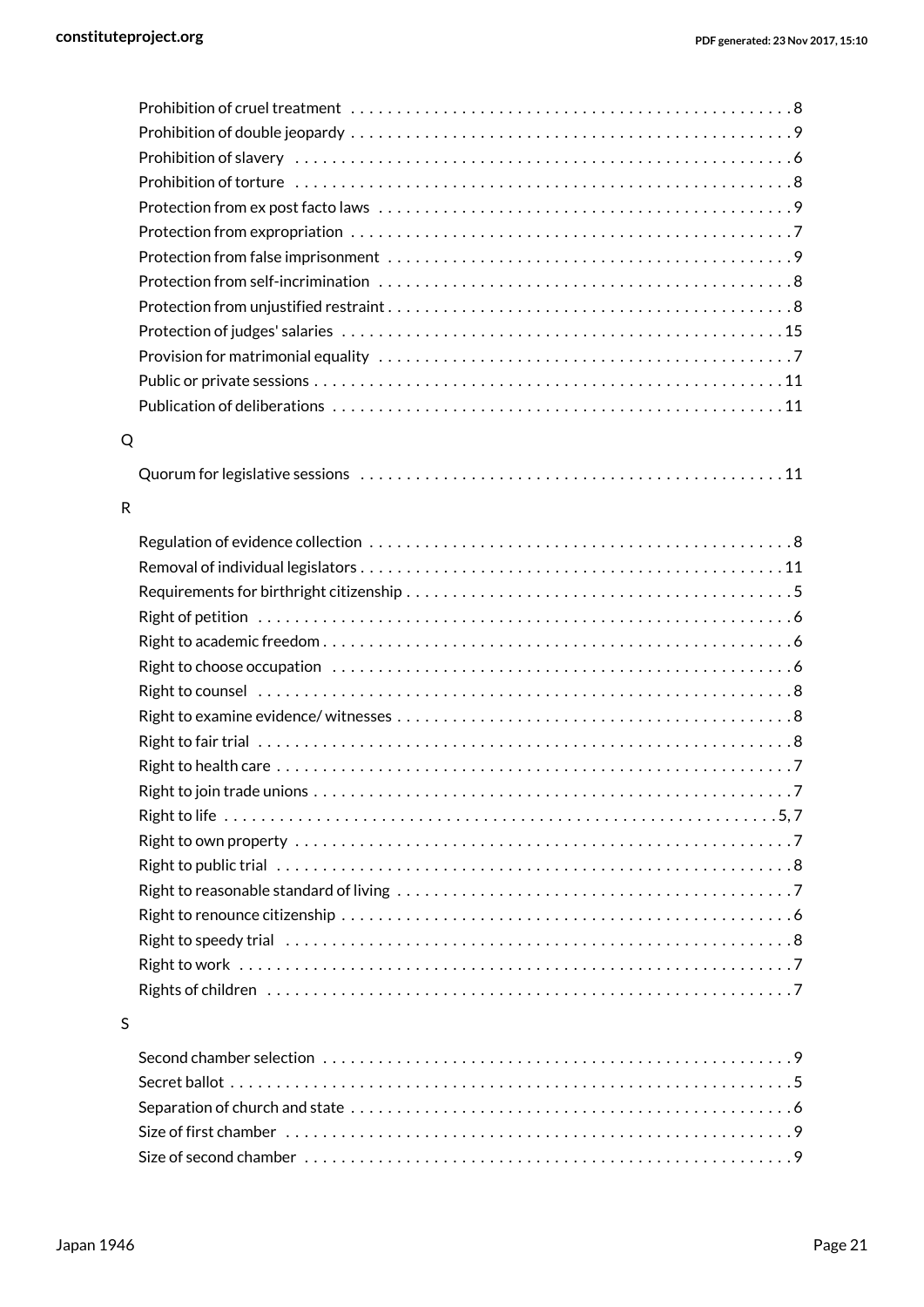- Prohibition of cruel treatment . . . . . . . . 8
- Prohibition of double jeopardy . . . . . . . . 9
- Prohibition of slavery . . . . . . . . 6
- Prohibition of torture . . . . . . . . 8
- Protection from ex post facto laws . . . . . . . . 9
- Protection from expropriation . . . . . . . . 7
- Protection from false imprisonment . . . . . . . . 9
- Protection from self-incrimination . . . . . . . . 8
- Protection from unjustified restraint . . . . . . . . 8
- Protection of judges' salaries . . . . . . . . 15
- Provision for matrimonial equality . . . . . . . . 7
- Public or private sessions . . . . . . . . 11
- Publication of deliberations . . . . . . . . 11

Q

- Quorum for legislative sessions . . . . . . . . 11

R

- Regulation of evidence collection . . . . . . . . 8
- Removal of individual legislators . . . . . . . . 11
- Requirements for birthright citizenship . . . . . . . . 5
- Right of petition . . . . . . . . 6
- Right to academic freedom . . . . . . . . 6
- Right to choose occupation . . . . . . . . 6
- Right to counsel . . . . . . . . 8
- Right to examine evidence/ witnesses . . . . . . . . 8
- Right to fair trial . . . . . . . . 8
- Right to health care . . . . . . . . 7
- Right to join trade unions . . . . . . . . 7
- Right to life . . . . . . . . 5, 7
- Right to own property . . . . . . . . 7
- Right to public trial . . . . . . . . 8
- Right to reasonable standard of living . . . . . . . . 7
- Right to renounce citizenship . . . . . . . . 6
- Right to speedy trial . . . . . . . . 8
- Right to work . . . . . . . . 7
- Rights of children . . . . . . . . 7

S

- Second chamber selection . . . . . . . . 9
- Secret ballot . . . . . . . . 5
- Separation of church and state . . . . . . . . 6
- Size of first chamber . . . . . . . . 9
- Size of second chamber . . . . . . . . 9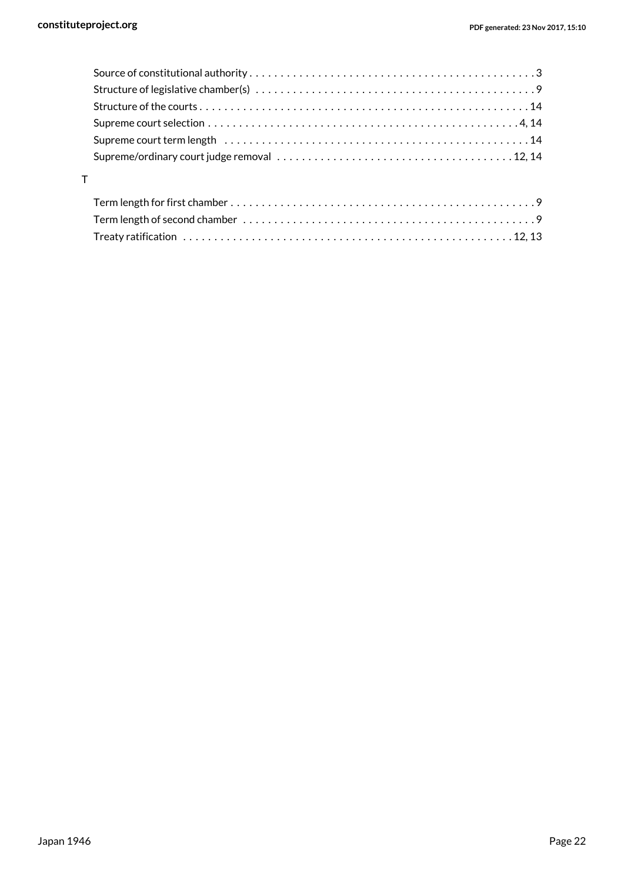Source of constitutional authority . . . . . . . . . . . . . . . . . . . . . . . . . . . . . . . . . . . . . . . . . . . . . . 3
Structure of legislative chamber(s) . . . . . . . . . . . . . . . . . . . . . . . . . . . . . . . . . . . . . . . . . . . . . 9
Structure of the courts . . . . . . . . . . . . . . . . . . . . . . . . . . . . . . . . . . . . . . . . . . . . . . . . . . . . 14
Supreme court selection . . . . . . . . . . . . . . . . . . . . . . . . . . . . . . . . . . . . . . . . . . . . . . . . . 4, 14
Supreme court term length . . . . . . . . . . . . . . . . . . . . . . . . . . . . . . . . . . . . . . . . . . . . . . . . 14
Supreme/ordinary court judge removal . . . . . . . . . . . . . . . . . . . . . . . . . . . . . . . . . . . . . 12, 14

T

Term length for first chamber . . . . . . . . . . . . . . . . . . . . . . . . . . . . . . . . . . . . . . . . . . . . . . . . 9
Term length of second chamber . . . . . . . . . . . . . . . . . . . . . . . . . . . . . . . . . . . . . . . . . . . . . . 9
Treaty ratification . . . . . . . . . . . . . . . . . . . . . . . . . . . . . . . . . . . . . . . . . . . . . . . . . . . . . 12, 13